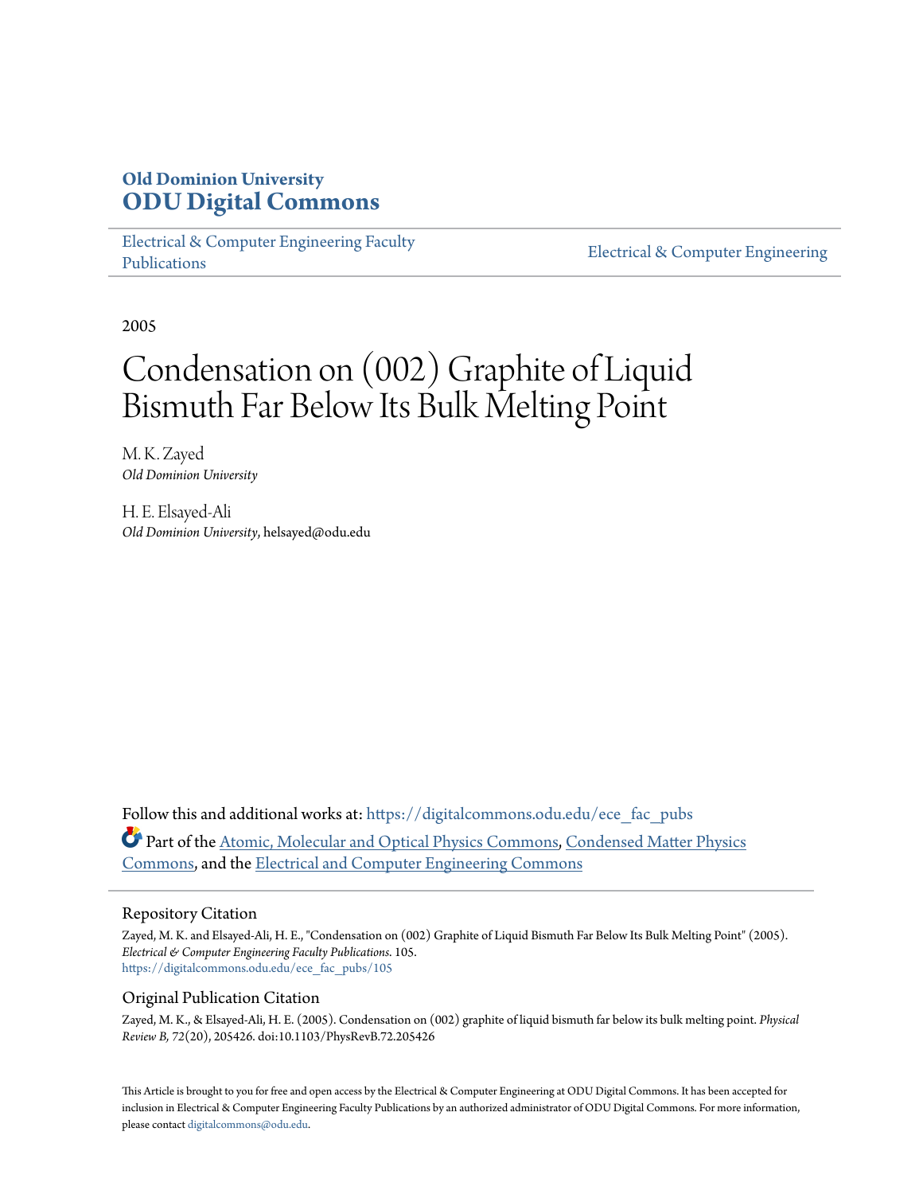**Old Dominion University**
**ODU Digital Commons**

Electrical & Computer Engineering Faculty Publications

Electrical & Computer Engineering

2005

# Condensation on (002) Graphite of Liquid Bismuth Far Below Its Bulk Melting Point

M. K. Zayed
*Old Dominion University*

H. E. Elsayed-Ali
*Old Dominion University*, helsayed@odu.edu

Follow this and additional works at: https://digitalcommons.odu.edu/ece_fac_pubs

Part of the Atomic, Molecular and Optical Physics Commons, Condensed Matter Physics Commons, and the Electrical and Computer Engineering Commons

## Repository Citation

Zayed, M. K. and Elsayed-Ali, H. E., "Condensation on (002) Graphite of Liquid Bismuth Far Below Its Bulk Melting Point" (2005). *Electrical & Computer Engineering Faculty Publications*. 105.
https://digitalcommons.odu.edu/ece_fac_pubs/105

## Original Publication Citation

Zayed, M. K., & Elsayed-Ali, H. E. (2005). Condensation on (002) graphite of liquid bismuth far below its bulk melting point. *Physical Review B, 72*(20), 205426. doi:10.1103/PhysRevB.72.205426

This Article is brought to you for free and open access by the Electrical & Computer Engineering at ODU Digital Commons. It has been accepted for inclusion in Electrical & Computer Engineering Faculty Publications by an authorized administrator of ODU Digital Commons. For more information, please contact digitalcommons@odu.edu.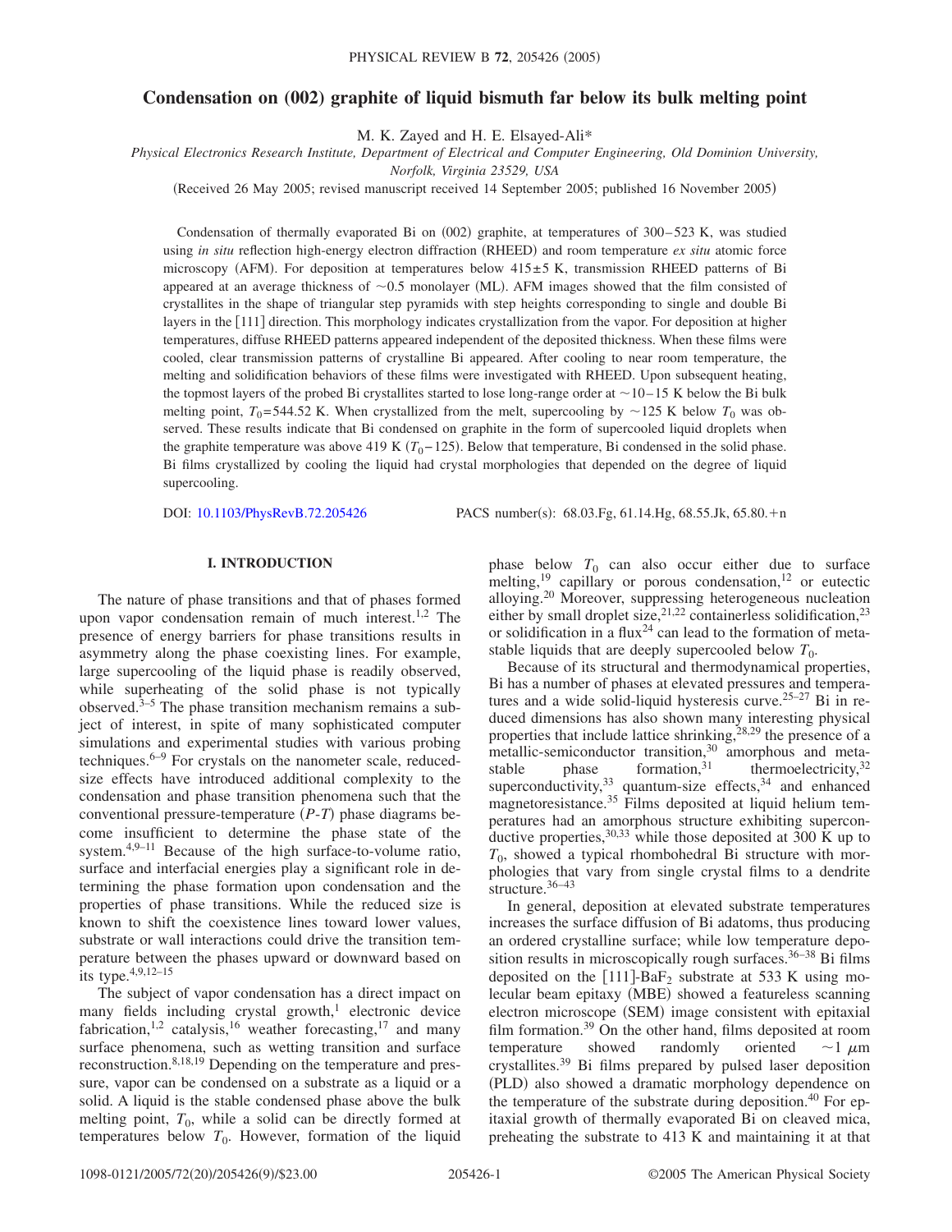# Condensation on (002) graphite of liquid bismuth far below its bulk melting point

M. K. Zayed and H. E. Elsayed-Ali*

*Physical Electronics Research Institute, Department of Electrical and Computer Engineering, Old Dominion University, Norfolk, Virginia 23529, USA*

(Received 26 May 2005; revised manuscript received 14 September 2005; published 16 November 2005)

Condensation of thermally evaporated Bi on (002) graphite, at temperatures of 300–523 K, was studied using *in situ* reflection high-energy electron diffraction (RHEED) and room temperature *ex situ* atomic force microscopy (AFM). For deposition at temperatures below 415±5 K, transmission RHEED patterns of Bi appeared at an average thickness of ~0.5 monolayer (ML). AFM images showed that the film consisted of crystallites in the shape of triangular step pyramids with step heights corresponding to single and double Bi layers in the [111] direction. This morphology indicates crystallization from the vapor. For deposition at higher temperatures, diffuse RHEED patterns appeared independent of the deposited thickness. When these films were cooled, clear transmission patterns of crystalline Bi appeared. After cooling to near room temperature, the melting and solidification behaviors of these films were investigated with RHEED. Upon subsequent heating, the topmost layers of the probed Bi crystallites started to lose long-range order at ~10–15 K below the Bi bulk melting point, $T_0$=544.52 K. When crystallized from the melt, supercooling by ~125 K below $T_0$ was observed. These results indicate that Bi condensed on graphite in the form of supercooled liquid droplets when the graphite temperature was above 419 K ($T_0$−125). Below that temperature, Bi condensed in the solid phase. Bi films crystallized by cooling the liquid had crystal morphologies that depended on the degree of liquid supercooling.

DOI: 10.1103/PhysRevB.72.205426 PACS number(s): 68.03.Fg, 61.14.Hg, 68.55.Jk, 65.80.+n

## I. INTRODUCTION

The nature of phase transitions and that of phases formed upon vapor condensation remain of much interest.[1,2] The presence of energy barriers for phase transitions results in asymmetry along the phase coexisting lines. For example, large supercooling of the liquid phase is readily observed, while superheating of the solid phase is not typically observed.[3–5] The phase transition mechanism remains a subject of interest, in spite of many sophisticated computer simulations and experimental studies with various probing techniques.[6–9] For crystals on the nanometer scale, reduced-size effects have introduced additional complexity to the condensation and phase transition phenomena such that the conventional pressure-temperature (*P*-*T*) phase diagrams become insufficient to determine the phase state of the system.[4,9–11] Because of the high surface-to-volume ratio, surface and interfacial energies play a significant role in determining the phase formation upon condensation and the properties of phase transitions. While the reduced size is known to shift the coexistence lines toward lower values, substrate or wall interactions could drive the transition temperature between the phases upward or downward based on its type.[4,9,12–15]

The subject of vapor condensation has a direct impact on many fields including crystal growth,[1] electronic device fabrication,[1,2] catalysis,[16] weather forecasting,[17] and many surface phenomena, such as wetting transition and surface reconstruction.[8,18,19] Depending on the temperature and pressure, vapor can be condensed on a substrate as a liquid or a solid. A liquid is the stable condensed phase above the bulk melting point, $T_0$, while a solid can be directly formed at temperatures below $T_0$. However, formation of the liquid phase below $T_0$ can also occur either due to surface melting,[19] capillary or porous condensation,[12] or eutectic alloying.[20] Moreover, suppressing heterogeneous nucleation either by small droplet size,[21,22] containerless solidification,[23] or solidification in a flux[24] can lead to the formation of metastable liquids that are deeply supercooled below $T_0$.

Because of its structural and thermodynamical properties, Bi has a number of phases at elevated pressures and temperatures and a wide solid-liquid hysteresis curve.[25–27] Bi in reduced dimensions has also shown many interesting physical properties that include lattice shrinking,[28,29] the presence of a metallic-semiconductor transition,[30] amorphous and metastable phase formation,[31] thermoelectricity,[32] superconductivity,[33] quantum-size effects,[34] and enhanced magnetoresistance.[35] Films deposited at liquid helium temperatures had an amorphous structure exhibiting superconductive properties,[30,33] while those deposited at 300 K up to $T_0$, showed a typical rhombohedral Bi structure with morphologies that vary from single crystal films to a dendrite structure.[36–43]

In general, deposition at elevated substrate temperatures increases the surface diffusion of Bi adatoms, thus producing an ordered crystalline surface; while low temperature deposition results in microscopically rough surfaces.[36–38] Bi films deposited on the [111]-$BaF_2$ substrate at 533 K using molecular beam epitaxy (MBE) showed a featureless scanning electron microscope (SEM) image consistent with epitaxial film formation.[39] On the other hand, films deposited at room temperature showed randomly oriented ~1 μm crystallites.[39] Bi films prepared by pulsed laser deposition (PLD) also showed a dramatic morphology dependence on the temperature of the substrate during deposition.[40] For epitaxial growth of thermally evaporated Bi on cleaved mica, preheating the substrate to 413 K and maintaining it at that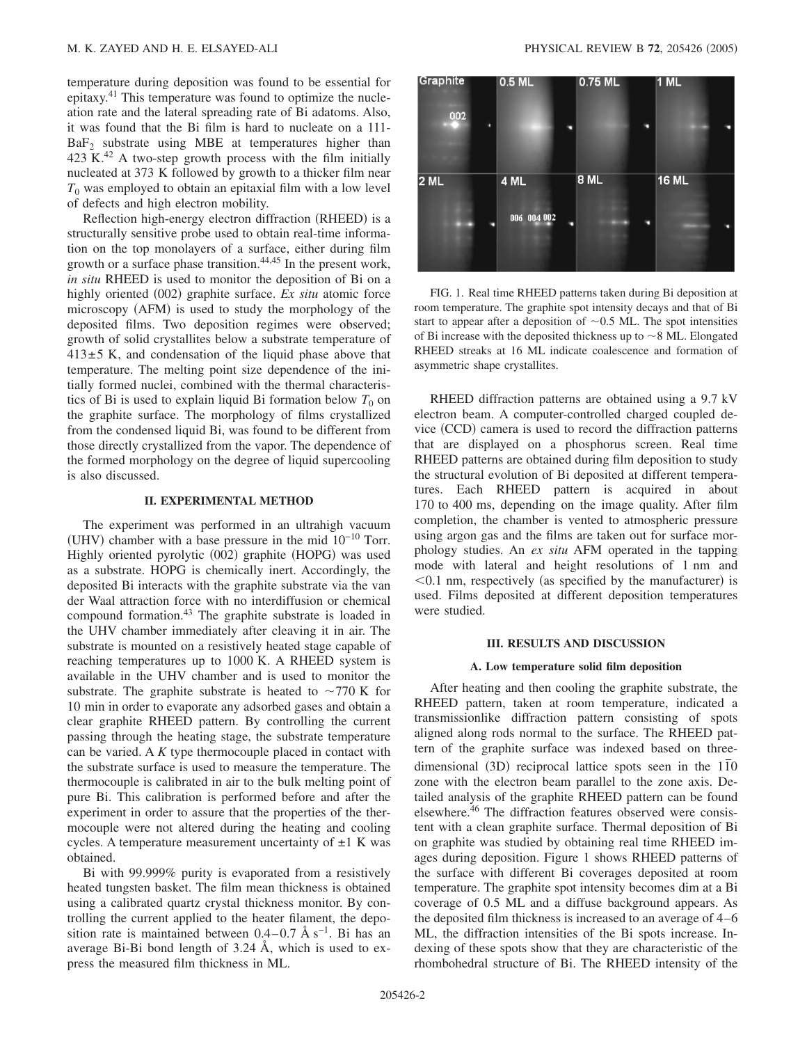temperature during deposition was found to be essential for epitaxy.[41] This temperature was found to optimize the nucleation rate and the lateral spreading rate of Bi adatoms. Also, it was found that the Bi film is hard to nucleate on a 111-$BaF_2$ substrate using MBE at temperatures higher than 423 K.[42] A two-step growth process with the film initially nucleated at 373 K followed by growth to a thicker film near $T_0$ was employed to obtain an epitaxial film with a low level of defects and high electron mobility.

Reflection high-energy electron diffraction (RHEED) is a structurally sensitive probe used to obtain real-time information on the top monolayers of a surface, either during film growth or a surface phase transition.[44,45] In the present work, *in situ* RHEED is used to monitor the deposition of Bi on a highly oriented (002) graphite surface. *Ex situ* atomic force microscopy (AFM) is used to study the morphology of the deposited films. Two deposition regimes were observed; growth of solid crystallites below a substrate temperature of $413 \pm 5$ K, and condensation of the liquid phase above that temperature. The melting point size dependence of the initially formed nuclei, combined with the thermal characteristics of Bi is used to explain liquid Bi formation below $T_0$ on the graphite surface. The morphology of films crystallized from the condensed liquid Bi, was found to be different from those directly crystallized from the vapor. The dependence of the formed morphology on the degree of liquid supercooling is also discussed.

## II. EXPERIMENTAL METHOD

The experiment was performed in an ultrahigh vacuum (UHV) chamber with a base pressure in the mid $10^{-10}$ Torr. Highly oriented pyrolytic (002) graphite (HOPG) was used as a substrate. HOPG is chemically inert. Accordingly, the deposited Bi interacts with the graphite substrate via the van der Waal attraction force with no interdiffusion or chemical compound formation.[43] The graphite substrate is loaded in the UHV chamber immediately after cleaving it in air. The substrate is mounted on a resistively heated stage capable of reaching temperatures up to 1000 K. A RHEED system is available in the UHV chamber and is used to monitor the substrate. The graphite substrate is heated to ~770 K for 10 min in order to evaporate any adsorbed gases and obtain a clear graphite RHEED pattern. By controlling the current passing through the heating stage, the substrate temperature can be varied. A *K* type thermocouple placed in contact with the substrate surface is used to measure the temperature. The thermocouple is calibrated in air to the bulk melting point of pure Bi. This calibration is performed before and after the experiment in order to assure that the properties of the thermocouple were not altered during the heating and cooling cycles. A temperature measurement uncertainty of ±1 K was obtained.

Bi with 99.999% purity is evaporated from a resistively heated tungsten basket. The film mean thickness is obtained using a calibrated quartz crystal thickness monitor. By controlling the current applied to the heater filament, the deposition rate is maintained between $0.4-0.7$ Å $s^{-1}$. Bi has an average Bi-Bi bond length of 3.24 Å, which is used to express the measured film thickness in ML.

FIG. 1. Real time RHEED patterns taken during Bi deposition at room temperature. The graphite spot intensity decays and that of Bi start to appear after a deposition of ~0.5 ML. The spot intensities of Bi increase with the deposited thickness up to ~8 ML. Elongated RHEED streaks at 16 ML indicate coalescence and formation of asymmetric shape crystallites.

RHEED diffraction patterns are obtained using a 9.7 kV electron beam. A computer-controlled charged coupled device (CCD) camera is used to record the diffraction patterns that are displayed on a phosphorus screen. Real time RHEED patterns are obtained during film deposition to study the structural evolution of Bi deposited at different temperatures. Each RHEED pattern is acquired in about 170 to 400 ms, depending on the image quality. After film completion, the chamber is vented to atmospheric pressure using argon gas and the films are taken out for surface morphology studies. An *ex situ* AFM operated in the tapping mode with lateral and height resolutions of 1 nm and <0.1 nm, respectively (as specified by the manufacturer) is used. Films deposited at different deposition temperatures were studied.

## III. RESULTS AND DISCUSSION

### A. Low temperature solid film deposition

After heating and then cooling the graphite substrate, the RHEED pattern, taken at room temperature, indicated a transmissionlike diffraction pattern consisting of spots aligned along rods normal to the surface. The RHEED pattern of the graphite surface was indexed based on three-dimensional (3D) reciprocal lattice spots seen in the $1\bar{1}0$ zone with the electron beam parallel to the zone axis. Detailed analysis of the graphite RHEED pattern can be found elsewhere.[46] The diffraction features observed were consistent with a clean graphite surface. Thermal deposition of Bi on graphite was studied by obtaining real time RHEED images during deposition. Figure 1 shows RHEED patterns of the surface with different Bi coverages deposited at room temperature. The graphite spot intensity becomes dim at a Bi coverage of 0.5 ML and a diffuse background appears. As the deposited film thickness is increased to an average of 4–6 ML, the diffraction intensities of the Bi spots increase. Indexing of these spots show that they are characteristic of the rhombohedral structure of Bi. The RHEED intensity of the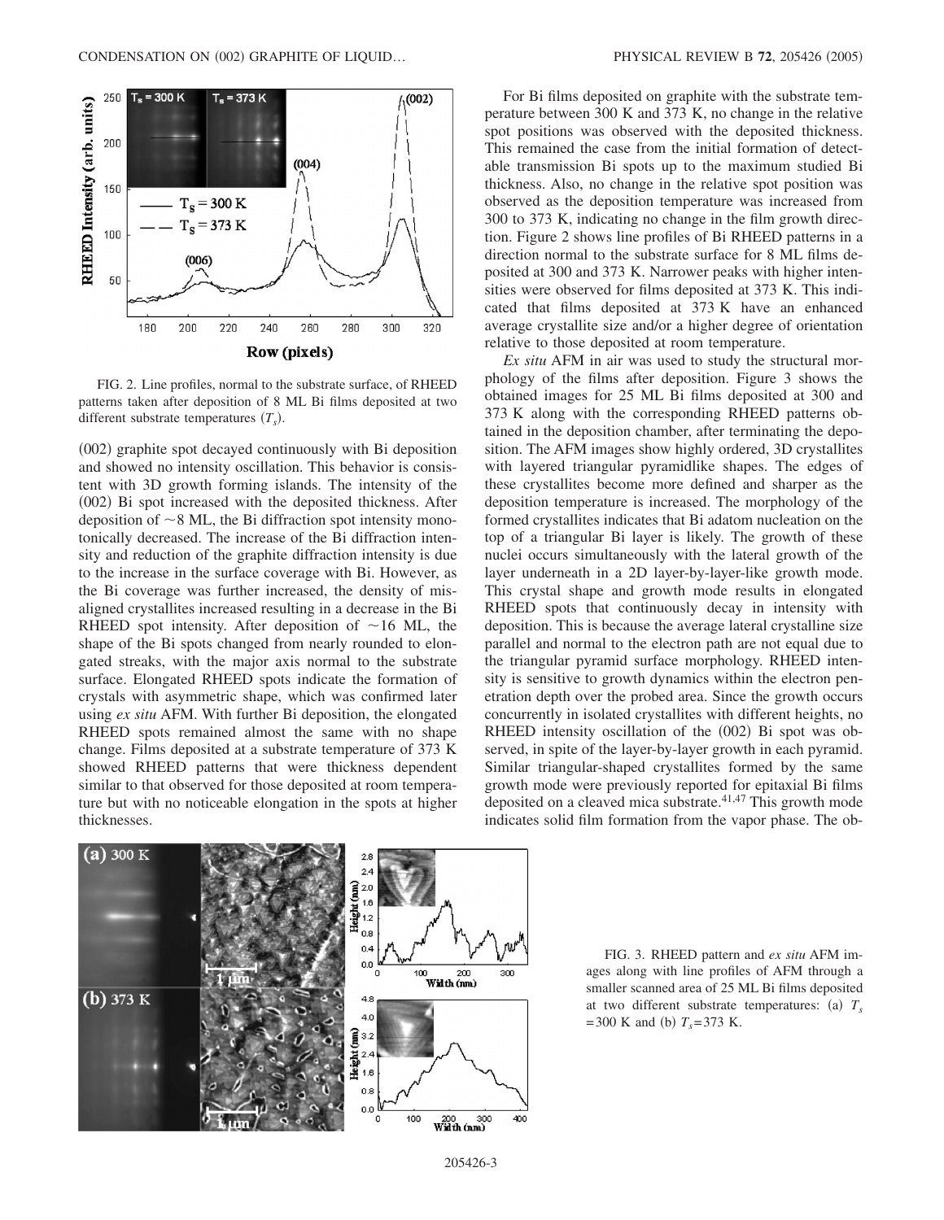FIG. 2. Line profiles, normal to the substrate surface, of RHEED patterns taken after deposition of 8 ML Bi films deposited at two different substrate temperatures ($T_s$).

(002) graphite spot decayed continuously with Bi deposition and showed no intensity oscillation. This behavior is consistent with 3D growth forming islands. The intensity of the (002) Bi spot increased with the deposited thickness. After deposition of ~8 ML, the Bi diffraction spot intensity monotonically decreased. The increase of the Bi diffraction intensity and reduction of the graphite diffraction intensity is due to the increase in the surface coverage with Bi. However, as the Bi coverage was further increased, the density of misaligned crystallites increased resulting in a decrease in the Bi RHEED spot intensity. After deposition of ~16 ML, the shape of the Bi spots changed from nearly rounded to elongated streaks, with the major axis normal to the substrate surface. Elongated RHEED spots indicate the formation of crystals with asymmetric shape, which was confirmed later using *ex situ* AFM. With further Bi deposition, the elongated RHEED spots remained almost the same with no shape change. Films deposited at a substrate temperature of 373 K showed RHEED patterns that were thickness dependent similar to that observed for those deposited at room temperature but with no noticeable elongation in the spots at higher thicknesses.

For Bi films deposited on graphite with the substrate temperature between 300 K and 373 K, no change in the relative spot positions was observed with the deposited thickness. This remained the case from the initial formation of detectable transmission Bi spots up to the maximum studied Bi thickness. Also, no change in the relative spot position was observed as the deposition temperature was increased from 300 to 373 K, indicating no change in the film growth direction. Figure 2 shows line profiles of Bi RHEED patterns in a direction normal to the substrate surface for 8 ML films deposited at 300 and 373 K. Narrower peaks with higher intensities were observed for films deposited at 373 K. This indicated that films deposited at 373 K have an enhanced average crystallite size and/or a higher degree of orientation relative to those deposited at room temperature.

*Ex situ* AFM in air was used to study the structural morphology of the films after deposition. Figure 3 shows the obtained images for 25 ML Bi films deposited at 300 and 373 K along with the corresponding RHEED patterns obtained in the deposition chamber, after terminating the deposition. The AFM images show highly ordered, 3D crystallites with layered triangular pyramidlike shapes. The edges of these crystallites become more defined and sharper as the deposition temperature is increased. The morphology of the formed crystallites indicates that Bi adatom nucleation on the top of a triangular Bi layer is likely. The growth of these nuclei occurs simultaneously with the lateral growth of the layer underneath in a 2D layer-by-layer-like growth mode. This crystal shape and growth mode results in elongated RHEED spots that continuously decay in intensity with deposition. This is because the average lateral crystalline size parallel and normal to the electron path are not equal due to the triangular pyramid surface morphology. RHEED intensity is sensitive to growth dynamics within the electron penetration depth over the probed area. Since the growth occurs concurrently in isolated crystallites with different heights, no RHEED intensity oscillation of the (002) Bi spot was observed, in spite of the layer-by-layer growth in each pyramid. Similar triangular-shaped crystallites formed by the same growth mode were previously reported for epitaxial Bi films deposited on a cleaved mica substrate.[41,47] This growth mode indicates solid film formation from the vapor phase. The ob-

FIG. 3. RHEED pattern and *ex situ* AFM images along with line profiles of AFM through a smaller scanned area of 25 ML Bi films deposited at two different substrate temperatures: (a) $T_s = 300$ K and (b) $T_s = 373$ K.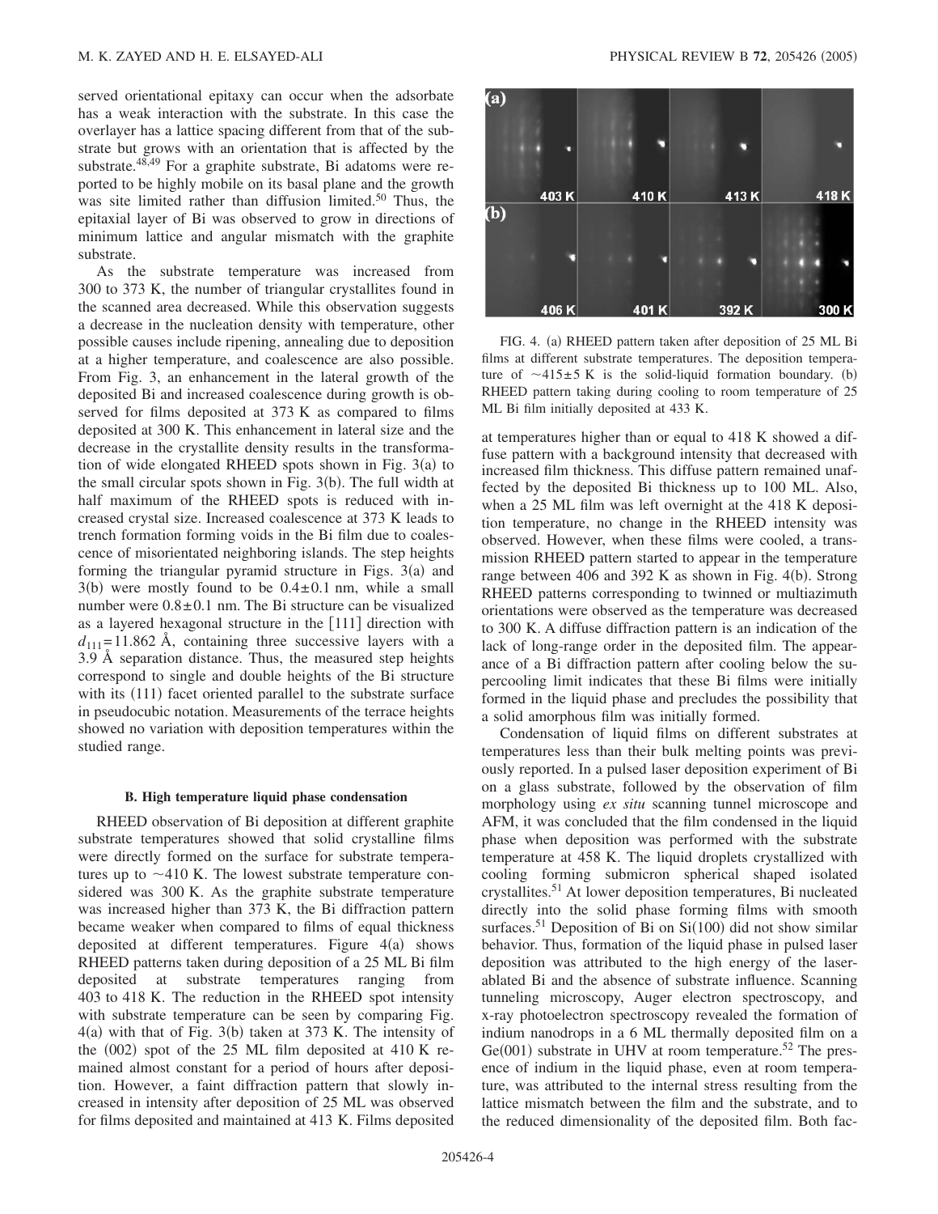served orientational epitaxy can occur when the adsorbate has a weak interaction with the substrate. In this case the overlayer has a lattice spacing different from that of the substrate but grows with an orientation that is affected by the substrate.[48,49] For a graphite substrate, Bi adatoms were reported to be highly mobile on its basal plane and the growth was site limited rather than diffusion limited.[50] Thus, the epitaxial layer of Bi was observed to grow in directions of minimum lattice and angular mismatch with the graphite substrate.

As the substrate temperature was increased from 300 to 373 K, the number of triangular crystallites found in the scanned area decreased. While this observation suggests a decrease in the nucleation density with temperature, other possible causes include ripening, annealing due to deposition at a higher temperature, and coalescence are also possible. From Fig. 3, an enhancement in the lateral growth of the deposited Bi and increased coalescence during growth is observed for films deposited at 373 K as compared to films deposited at 300 K. This enhancement in lateral size and the decrease in the crystallite density results in the transformation of wide elongated RHEED spots shown in Fig. 3(a) to the small circular spots shown in Fig. 3(b). The full width at half maximum of the RHEED spots is reduced with increased crystal size. Increased coalescence at 373 K leads to trench formation forming voids in the Bi film due to coalescence of misorientated neighboring islands. The step heights forming the triangular pyramid structure in Figs. 3(a) and 3(b) were mostly found to be $0.4 \pm 0.1$ nm, while a small number were $0.8 \pm 0.1$ nm. The Bi structure can be visualized as a layered hexagonal structure in the [111] direction with $d_{111} = 11.862$ Å, containing three successive layers with a 3.9 Å separation distance. Thus, the measured step heights correspond to single and double heights of the Bi structure with its (111) facet oriented parallel to the substrate surface in pseudocubic notation. Measurements of the terrace heights showed no variation with deposition temperatures within the studied range.

### B. High temperature liquid phase condensation

RHEED observation of Bi deposition at different graphite substrate temperatures showed that solid crystalline films were directly formed on the surface for substrate temperatures up to ~410 K. The lowest substrate temperature considered was 300 K. As the graphite substrate temperature was increased higher than 373 K, the Bi diffraction pattern became weaker when compared to films of equal thickness deposited at different temperatures. Figure 4(a) shows RHEED patterns taken during deposition of a 25 ML Bi film deposited at substrate temperatures ranging from 403 to 418 K. The reduction in the RHEED spot intensity with substrate temperature can be seen by comparing Fig. 4(a) with that of Fig. 3(b) taken at 373 K. The intensity of the (002) spot of the 25 ML film deposited at 410 K remained almost constant for a period of hours after deposition. However, a faint diffraction pattern that slowly increased in intensity after deposition of 25 ML was observed for films deposited and maintained at 413 K. Films deposited at temperatures higher than or equal to 418 K showed a diffuse pattern with a background intensity that decreased with increased film thickness. This diffuse pattern remained unaffected by the deposited Bi thickness up to 100 ML. Also, when a 25 ML film was left overnight at the 418 K deposition temperature, no change in the RHEED intensity was observed. However, when these films were cooled, a transmission RHEED pattern started to appear in the temperature range between 406 and 392 K as shown in Fig. 4(b). Strong RHEED patterns corresponding to twinned or multiazimuth orientations were observed as the temperature was decreased to 300 K. A diffuse diffraction pattern is an indication of the lack of long-range order in the deposited film. The appearance of a Bi diffraction pattern after cooling below the supercooling limit indicates that these Bi films were initially formed in the liquid phase and precludes the possibility that a solid amorphous film was initially formed.

FIG. 4. (a) RHEED pattern taken after deposition of 25 ML Bi films at different substrate temperatures. The deposition temperature of $\sim 415 \pm 5$ K is the solid-liquid formation boundary. (b) RHEED pattern taking during cooling to room temperature of 25 ML Bi film initially deposited at 433 K.

Condensation of liquid films on different substrates at temperatures less than their bulk melting points was previously reported. In a pulsed laser deposition experiment of Bi on a glass substrate, followed by the observation of film morphology using *ex situ* scanning tunnel microscope and AFM, it was concluded that the film condensed in the liquid phase when deposition was performed with the substrate temperature at 458 K. The liquid droplets crystallized with cooling forming submicron spherical shaped isolated crystallites.[51] At lower deposition temperatures, Bi nucleated directly into the solid phase forming films with smooth surfaces.[51] Deposition of Bi on Si(100) did not show similar behavior. Thus, formation of the liquid phase in pulsed laser deposition was attributed to the high energy of the laser-ablated Bi and the absence of substrate influence. Scanning tunneling microscopy, Auger electron spectroscopy, and x-ray photoelectron spectroscopy revealed the formation of indium nanodrops in a 6 ML thermally deposited film on a Ge(001) substrate in UHV at room temperature.[52] The presence of indium in the liquid phase, even at room temperature, was attributed to the internal stress resulting from the lattice mismatch between the film and the substrate, and to the reduced dimensionality of the deposited film. Both fac-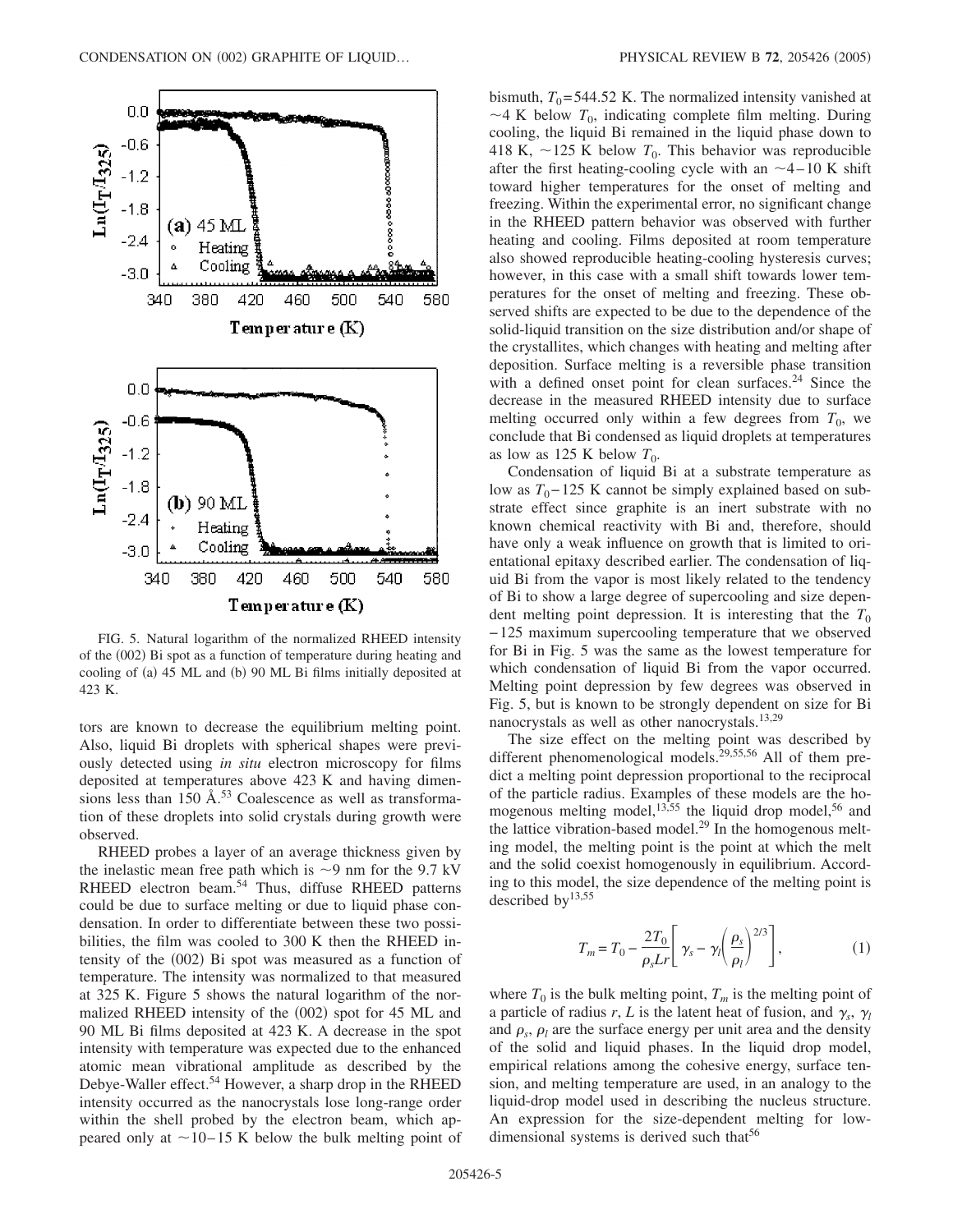FIG. 5. Natural logarithm of the normalized RHEED intensity of the (002) Bi spot as a function of temperature during heating and cooling of (a) 45 ML and (b) 90 ML Bi films initially deposited at 423 K.

tors are known to decrease the equilibrium melting point. Also, liquid Bi droplets with spherical shapes were previously detected using *in situ* electron microscopy for films deposited at temperatures above 423 K and having dimensions less than 150 Å.[53] Coalescence as well as transformation of these droplets into solid crystals during growth were observed.

RHEED probes a layer of an average thickness given by the inelastic mean free path which is ~9 nm for the 9.7 kV RHEED electron beam.[54] Thus, diffuse RHEED patterns could be due to surface melting or due to liquid phase condensation. In order to differentiate between these two possibilities, the film was cooled to 300 K then the RHEED intensity of the (002) Bi spot was measured as a function of temperature. The intensity was normalized to that measured at 325 K. Figure 5 shows the natural logarithm of the normalized RHEED intensity of the (002) spot for 45 ML and 90 ML Bi films deposited at 423 K. A decrease in the spot intensity with temperature was expected due to the enhanced atomic mean vibrational amplitude as described by the Debye-Waller effect.[54] However, a sharp drop in the RHEED intensity occurred as the nanocrystals lose long-range order within the shell probed by the electron beam, which appeared only at ~10–15 K below the bulk melting point of bismuth, $T_0 = 544.52$ K. The normalized intensity vanished at ~4 K below $T_0$, indicating complete film melting. During cooling, the liquid Bi remained in the liquid phase down to 418 K, ~125 K below $T_0$. This behavior was reproducible after the first heating-cooling cycle with an ~4–10 K shift toward higher temperatures for the onset of melting and freezing. Within the experimental error, no significant change in the RHEED pattern behavior was observed with further heating and cooling. Films deposited at room temperature also showed reproducible heating-cooling hysteresis curves; however, in this case with a small shift towards lower temperatures for the onset of melting and freezing. These observed shifts are expected to be due to the dependence of the solid-liquid transition on the size distribution and/or shape of the crystallites, which changes with heating and melting after deposition. Surface melting is a reversible phase transition with a defined onset point for clean surfaces.[24] Since the decrease in the measured RHEED intensity due to surface melting occurred only within a few degrees from $T_0$, we conclude that Bi condensed as liquid droplets at temperatures as low as 125 K below $T_0$.

Condensation of liquid Bi at a substrate temperature as low as $T_0 - 125$ K cannot be simply explained based on substrate effect since graphite is an inert substrate with no known chemical reactivity with Bi and, therefore, should have only a weak influence on growth that is limited to orientational epitaxy described earlier. The condensation of liquid Bi from the vapor is most likely related to the tendency of Bi to show a large degree of supercooling and size dependent melting point depression. It is interesting that the $T_0 - 125$ maximum supercooling temperature that we observed for Bi in Fig. 5 was the same as the lowest temperature for which condensation of liquid Bi from the vapor occurred. Melting point depression by few degrees was observed in Fig. 5, but is known to be strongly dependent on size for Bi nanocrystals as well as other nanocrystals.[13,29]

The size effect on the melting point was described by different phenomenological models.[29,55,56] All of them predict a melting point depression proportional to the reciprocal of the particle radius. Examples of these models are the homogenous melting model,[13,55] the liquid drop model,[56] and the lattice vibration-based model.[29] In the homogenous melting model, the melting point is the point at which the melt and the solid coexist homogenously in equilibrium. According to this model, the size dependence of the melting point is described by[13,55]

$$T_m = T_0 - \frac{2T_0}{\rho_s L r}\left[\gamma_s - \gamma_l\left(\frac{\rho_s}{\rho_l}\right)^{2/3}\right], \tag{1}$$

where $T_0$ is the bulk melting point, $T_m$ is the melting point of a particle of radius $r$, $L$ is the latent heat of fusion, and $\gamma_s$, $\gamma_l$ and $\rho_s$, $\rho_l$ are the surface energy per unit area and the density of the solid and liquid phases. In the liquid drop model, empirical relations among the cohesive energy, surface tension, and melting temperature are used, in an analogy to the liquid-drop model used in describing the nucleus structure. An expression for the size-dependent melting for low-dimensional systems is derived such that[56]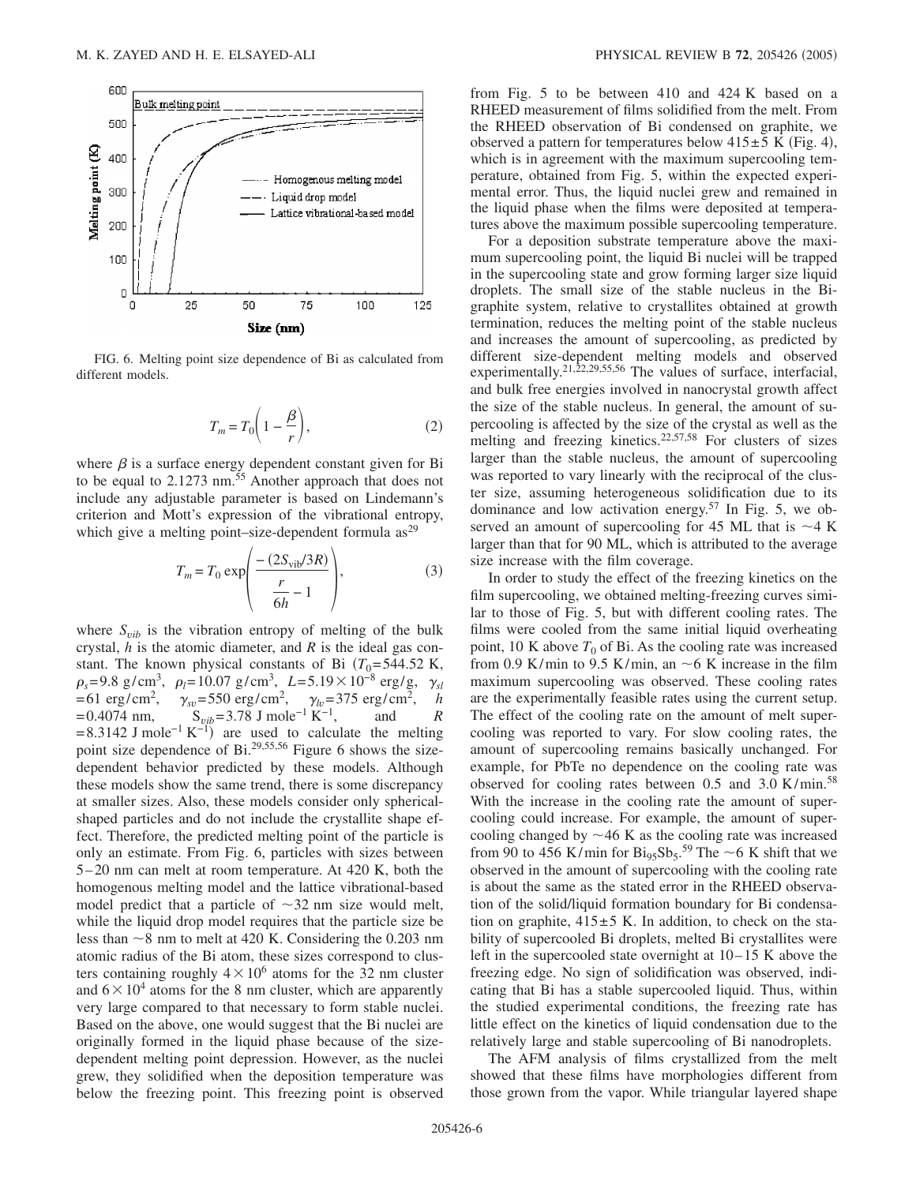FIG. 6. Melting point size dependence of Bi as calculated from different models.

$$T_m = T_0\left(1 - \frac{\beta}{r}\right), \tag{2}$$

where $\beta$ is a surface energy dependent constant given for Bi to be equal to 2.1273 nm.[55] Another approach that does not include any adjustable parameter is based on Lindemann's criterion and Mott's expression of the vibrational entropy, which give a melting point–size-dependent formula as[29]

$$T_m = T_0 \exp\left(\frac{-(2S_{\mathrm{vib}}/3R)}{\dfrac{r}{6h} - 1}\right), \tag{3}$$

where $S_{vib}$ is the vibration entropy of melting of the bulk crystal, $h$ is the atomic diameter, and $R$ is the ideal gas constant. The known physical constants of Bi ($T_0$=544.52 K, $\rho_s$=9.8 g/cm$^3$, $\rho_l$=10.07 g/cm$^3$, $L$=5.19×10$^{-8}$ erg/g, $\gamma_{sl}$ =61 erg/cm$^2$, $\gamma_{sv}$=550 erg/cm$^2$, $\gamma_{lv}$=375 erg/cm$^2$, $h$ =0.4074 nm, $S_{vib}$=3.78 J mole$^{-1}$ K$^{-1}$, and $R$ =8.3142 J mole$^{-1}$ K$^{-1}$) are used to calculate the melting point size dependence of Bi.[29,55,56] Figure 6 shows the size-dependent behavior predicted by these models. Although these models show the same trend, there is some discrepancy at smaller sizes. Also, these models consider only spherical-shaped particles and do not include the crystallite shape effect. Therefore, the predicted melting point of the particle is only an estimate. From Fig. 6, particles with sizes between 5–20 nm can melt at room temperature. At 420 K, both the homogenous melting model and the lattice vibrational-based model predict that a particle of ~32 nm size would melt, while the liquid drop model requires that the particle size be less than ~8 nm to melt at 420 K. Considering the 0.203 nm atomic radius of the Bi atom, these sizes correspond to clusters containing roughly 4×10$^6$ atoms for the 32 nm cluster and 6×10$^4$ atoms for the 8 nm cluster, which are apparently very large compared to that necessary to form stable nuclei. Based on the above, one would suggest that the Bi nuclei are originally formed in the liquid phase because of the size-dependent melting point depression. However, as the nuclei grew, they solidified when the deposition temperature was below the freezing point. This freezing point is observed from Fig. 5 to be between 410 and 424 K based on a RHEED measurement of films solidified from the melt. From the RHEED observation of Bi condensed on graphite, we observed a pattern for temperatures below 415±5 K (Fig. 4), which is in agreement with the maximum supercooling temperature, obtained from Fig. 5, within the expected experimental error. Thus, the liquid nuclei grew and remained in the liquid phase when the films were deposited at temperatures above the maximum possible supercooling temperature.

For a deposition substrate temperature above the maximum supercooling point, the liquid Bi nuclei will be trapped in the supercooling state and grow forming larger size liquid droplets. The small size of the stable nucleus in the Bi-graphite system, relative to crystallites obtained at growth termination, reduces the melting point of the stable nucleus and increases the amount of supercooling, as predicted by different size-dependent melting models and observed experimentally.[21,22,29,55,56] The values of surface, interfacial, and bulk free energies involved in nanocrystal growth affect the size of the stable nucleus. In general, the amount of supercooling is affected by the size of the crystal as well as the melting and freezing kinetics.[22,57,58] For clusters of sizes larger than the stable nucleus, the amount of supercooling was reported to vary linearly with the reciprocal of the cluster size, assuming heterogeneous solidification due to its dominance and low activation energy.[57] In Fig. 5, we observed an amount of supercooling for 45 ML that is ~4 K larger than that for 90 ML, which is attributed to the average size increase with the film coverage.

In order to study the effect of the freezing kinetics on the film supercooling, we obtained melting-freezing curves similar to those of Fig. 5, but with different cooling rates. The films were cooled from the same initial liquid overheating point, 10 K above $T_0$ of Bi. As the cooling rate was increased from 0.9 K/min to 9.5 K/min, an ~6 K increase in the film maximum supercooling was observed. These cooling rates are the experimentally feasible rates using the current setup. The effect of the cooling rate on the amount of melt supercooling was reported to vary. For slow cooling rates, the amount of supercooling remains basically unchanged. For example, for PbTe no dependence on the cooling rate was observed for cooling rates between 0.5 and 3.0 K/min.[58] With the increase in the cooling rate the amount of supercooling could increase. For example, the amount of supercooling changed by ~46 K as the cooling rate was increased from 90 to 456 K/min for $Bi_{95}Sb_5$.[59] The ~6 K shift that we observed in the amount of supercooling with the cooling rate is about the same as the stated error in the RHEED observation of the solid/liquid formation boundary for Bi condensation on graphite, 415±5 K. In addition, to check on the stability of supercooled Bi droplets, melted Bi crystallites were left in the supercooled state overnight at 10–15 K above the freezing edge. No sign of solidification was observed, indicating that Bi has a stable supercooled liquid. Thus, within the studied experimental conditions, the freezing rate has little effect on the kinetics of liquid condensation due to the relatively large and stable supercooling of Bi nanodroplets.

The AFM analysis of films crystallized from the melt showed that these films have morphologies different from those grown from the vapor. While triangular layered shape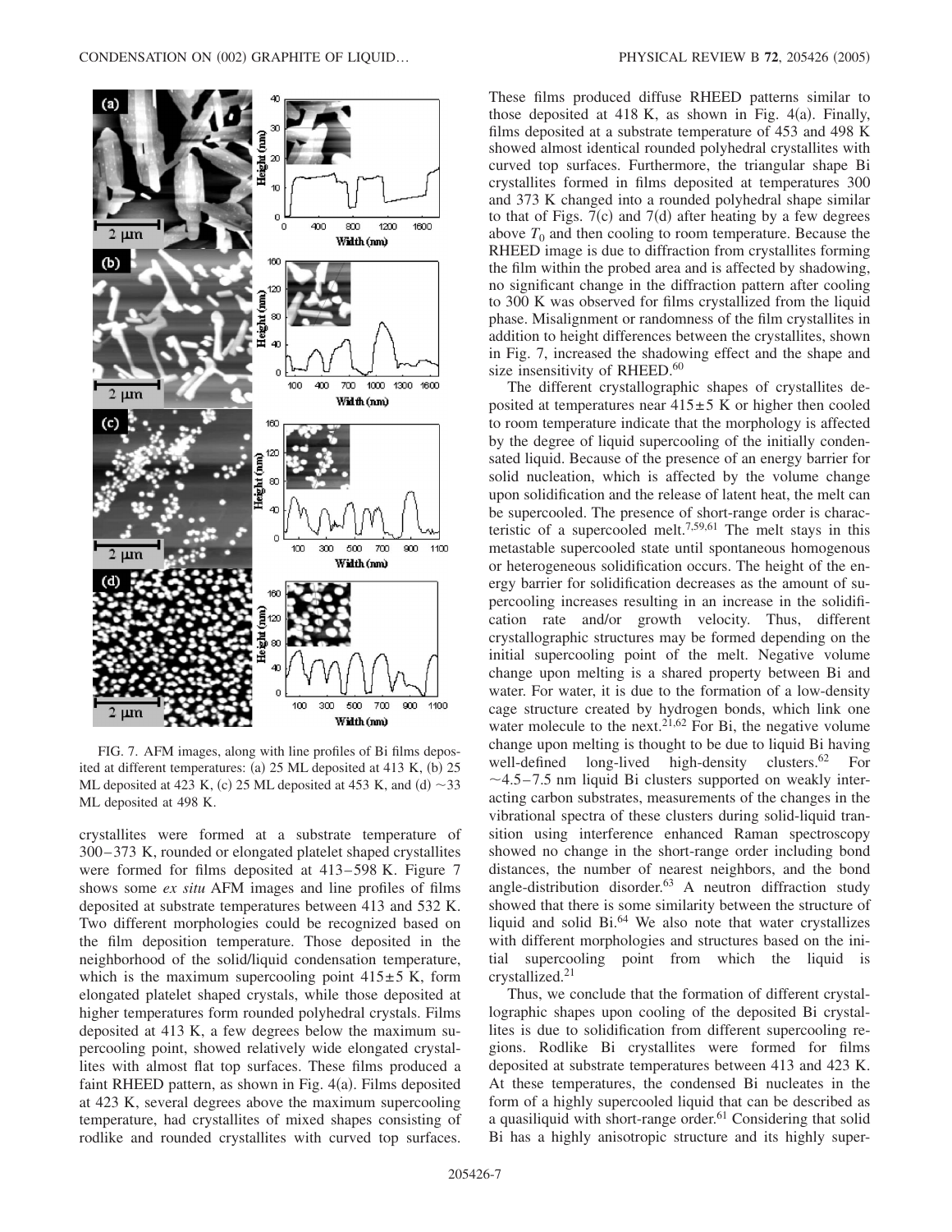FIG. 7. AFM images, along with line profiles of Bi films deposited at different temperatures: (a) 25 ML deposited at 413 K, (b) 25 ML deposited at 423 K, (c) 25 ML deposited at 453 K, and (d) ~33 ML deposited at 498 K.

crystallites were formed at a substrate temperature of 300–373 K, rounded or elongated platelet shaped crystallites were formed for films deposited at 413–598 K. Figure 7 shows some *ex situ* AFM images and line profiles of films deposited at substrate temperatures between 413 and 532 K. Two different morphologies could be recognized based on the film deposition temperature. Those deposited in the neighborhood of the solid/liquid condensation temperature, which is the maximum supercooling point 415±5 K, form elongated platelet shaped crystals, while those deposited at higher temperatures form rounded polyhedral crystals. Films deposited at 413 K, a few degrees below the maximum supercooling point, showed relatively wide elongated crystallites with almost flat top surfaces. These films produced a faint RHEED pattern, as shown in Fig. 4(a). Films deposited at 423 K, several degrees above the maximum supercooling temperature, had crystallites of mixed shapes consisting of rodlike and rounded crystallites with curved top surfaces. These films produced diffuse RHEED patterns similar to those deposited at 418 K, as shown in Fig. 4(a). Finally, films deposited at a substrate temperature of 453 and 498 K showed almost identical rounded polyhedral crystallites with curved top surfaces. Furthermore, the triangular shape Bi crystallites formed in films deposited at temperatures 300 and 373 K changed into a rounded polyhedral shape similar to that of Figs. 7(c) and 7(d) after heating by a few degrees above $T_0$ and then cooling to room temperature. Because the RHEED image is due to diffraction from crystallites forming the film within the probed area and is affected by shadowing, no significant change in the diffraction pattern after cooling to 300 K was observed for films crystallized from the liquid phase. Misalignment or randomness of the film crystallites in addition to height differences between the crystallites, shown in Fig. 7, increased the shadowing effect and the shape and size insensitivity of RHEED.[60]

The different crystallographic shapes of crystallites deposited at temperatures near 415±5 K or higher then cooled to room temperature indicate that the morphology is affected by the degree of liquid supercooling of the initially condensated liquid. Because of the presence of an energy barrier for solid nucleation, which is affected by the volume change upon solidification and the release of latent heat, the melt can be supercooled. The presence of short-range order is characteristic of a supercooled melt.[7,59,61] The melt stays in this metastable supercooled state until spontaneous homogenous or heterogeneous solidification occurs. The height of the energy barrier for solidification decreases as the amount of supercooling increases resulting in an increase in the solidification rate and/or growth velocity. Thus, different crystallographic structures may be formed depending on the initial supercooling point of the melt. Negative volume change upon melting is a shared property between Bi and water. For water, it is due to the formation of a low-density cage structure created by hydrogen bonds, which link one water molecule to the next.[21,62] For Bi, the negative volume change upon melting is thought to be due to liquid Bi having well-defined long-lived high-density clusters.[62] For ~4.5–7.5 nm liquid Bi clusters supported on weakly interacting carbon substrates, measurements of the changes in the vibrational spectra of these clusters during solid-liquid transition using interference enhanced Raman spectroscopy showed no change in the short-range order including bond distances, the number of nearest neighbors, and the bond angle-distribution disorder.[63] A neutron diffraction study showed that there is some similarity between the structure of liquid and solid Bi.[64] We also note that water crystallizes with different morphologies and structures based on the initial supercooling point from which the liquid is crystallized.[21]

Thus, we conclude that the formation of different crystallographic shapes upon cooling of the deposited Bi crystallites is due to solidification from different supercooling regions. Rodlike Bi crystallites were formed for films deposited at substrate temperatures between 413 and 423 K. At these temperatures, the condensed Bi nucleates in the form of a highly supercooled liquid that can be described as a quasiliquid with short-range order.[61] Considering that solid Bi has a highly anisotropic structure and its highly super-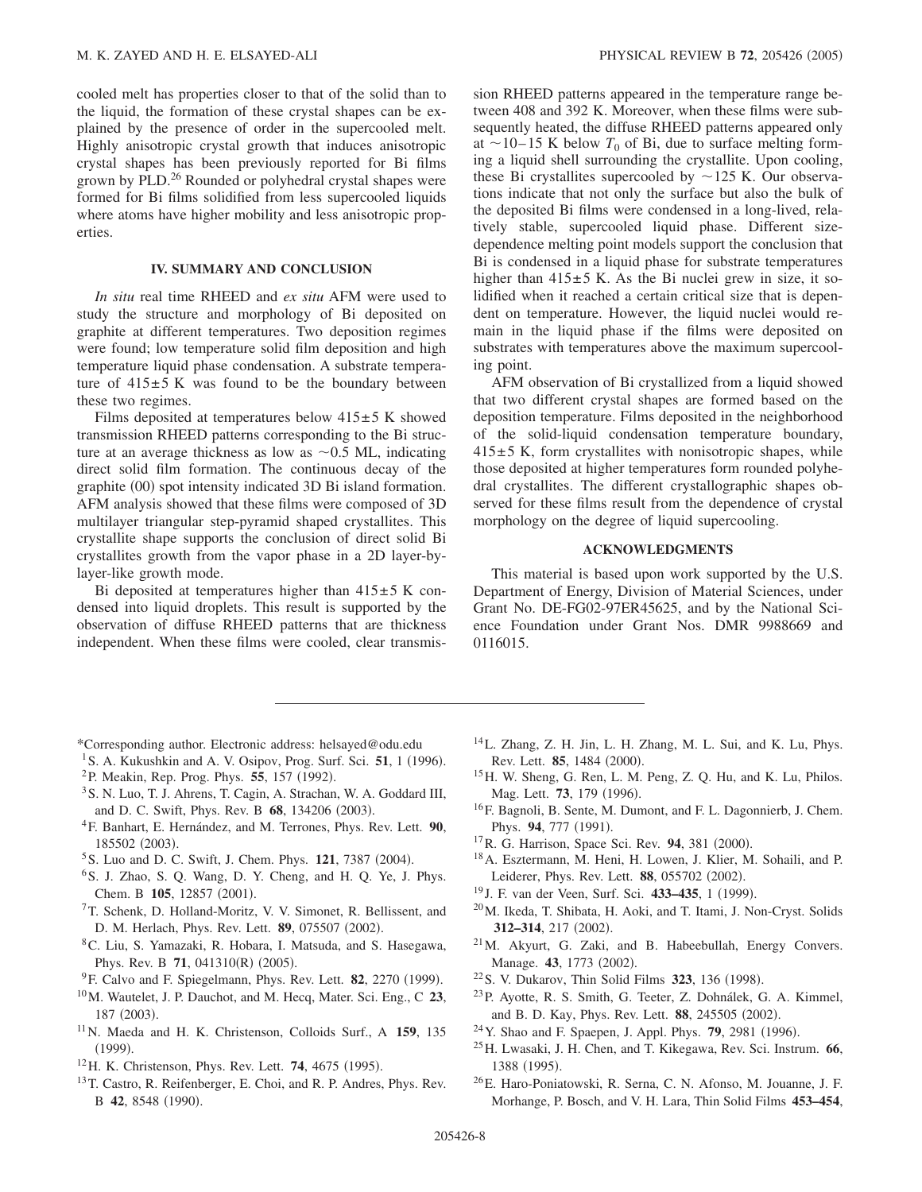cooled melt has properties closer to that of the solid than to the liquid, the formation of these crystal shapes can be explained by the presence of order in the supercooled melt. Highly anisotropic crystal growth that induces anisotropic crystal shapes has been previously reported for Bi films grown by PLD.[26] Rounded or polyhedral crystal shapes were formed for Bi films solidified from less supercooled liquids where atoms have higher mobility and less anisotropic properties.

## IV. SUMMARY AND CONCLUSION

*In situ* real time RHEED and *ex situ* AFM were used to study the structure and morphology of Bi deposited on graphite at different temperatures. Two deposition regimes were found; low temperature solid film deposition and high temperature liquid phase condensation. A substrate temperature of $415 \pm 5$ K was found to be the boundary between these two regimes.

Films deposited at temperatures below $415 \pm 5$ K showed transmission RHEED patterns corresponding to the Bi structure at an average thickness as low as ~0.5 ML, indicating direct solid film formation. The continuous decay of the graphite (00) spot intensity indicated 3D Bi island formation. AFM analysis showed that these films were composed of 3D multilayer triangular step-pyramid shaped crystallites. This crystallite shape supports the conclusion of direct solid Bi crystallites growth from the vapor phase in a 2D layer-by-layer-like growth mode.

Bi deposited at temperatures higher than $415 \pm 5$ K condensed into liquid droplets. This result is supported by the observation of diffuse RHEED patterns that are thickness independent. When these films were cooled, clear transmission RHEED patterns appeared in the temperature range between 408 and 392 K. Moreover, when these films were subsequently heated, the diffuse RHEED patterns appeared only at ~10–15 K below $T_0$ of Bi, due to surface melting forming a liquid shell surrounding the crystallite. Upon cooling, these Bi crystallites supercooled by ~125 K. Our observations indicate that not only the surface but also the bulk of the deposited Bi films were condensed in a long-lived, relatively stable, supercooled liquid phase. Different size-dependence melting point models support the conclusion that Bi is condensed in a liquid phase for substrate temperatures higher than $415 \pm 5$ K. As the Bi nuclei grew in size, it solidified when it reached a certain critical size that is dependent on temperature. However, the liquid nuclei would remain in the liquid phase if the films were deposited on substrates with temperatures above the maximum supercooling point.

AFM observation of Bi crystallized from a liquid showed that two different crystal shapes are formed based on the deposition temperature. Films deposited in the neighborhood of the solid-liquid condensation temperature boundary, $415 \pm 5$ K, form crystallites with nonisotropic shapes, while those deposited at higher temperatures form rounded polyhedral crystallites. The different crystallographic shapes observed for these films result from the dependence of crystal morphology on the degree of liquid supercooling.

## ACKNOWLEDGMENTS

This material is based upon work supported by the U.S. Department of Energy, Division of Material Sciences, under Grant No. DE-FG02-97ER45625, and by the National Science Foundation under Grant Nos. DMR 9988669 and 0116015.

---

*Corresponding author. Electronic address: helsayed@odu.edu

[1] S. A. Kukushkin and A. V. Osipov, Prog. Surf. Sci. **51**, 1 (1996).

[2] P. Meakin, Rep. Prog. Phys. **55**, 157 (1992).

[3] S. N. Luo, T. J. Ahrens, T. Cagin, A. Strachan, W. A. Goddard III, and D. C. Swift, Phys. Rev. B **68**, 134206 (2003).

[4] F. Banhart, E. Hernández, and M. Terrones, Phys. Rev. Lett. **90**, 185502 (2003).

[5] S. Luo and D. C. Swift, J. Chem. Phys. **121**, 7387 (2004).

[6] S. J. Zhao, S. Q. Wang, D. Y. Cheng, and H. Q. Ye, J. Phys. Chem. B **105**, 12857 (2001).

[7] T. Schenk, D. Holland-Moritz, V. V. Simonet, R. Bellissent, and D. M. Herlach, Phys. Rev. Lett. **89**, 075507 (2002).

[8] C. Liu, S. Yamazaki, R. Hobara, I. Matsuda, and S. Hasegawa, Phys. Rev. B **71**, 041310(R) (2005).

[9] F. Calvo and F. Spiegelmann, Phys. Rev. Lett. **82**, 2270 (1999).

[10] M. Wautelet, J. P. Dauchot, and M. Hecq, Mater. Sci. Eng., C **23**, 187 (2003).

[11] N. Maeda and H. K. Christenson, Colloids Surf., A **159**, 135 (1999).

[12] H. K. Christenson, Phys. Rev. Lett. **74**, 4675 (1995).

[13] T. Castro, R. Reifenberger, E. Choi, and R. P. Andres, Phys. Rev. B **42**, 8548 (1990).

[14] L. Zhang, Z. H. Jin, L. H. Zhang, M. L. Sui, and K. Lu, Phys. Rev. Lett. **85**, 1484 (2000).

[15] H. W. Sheng, G. Ren, L. M. Peng, Z. Q. Hu, and K. Lu, Philos. Mag. Lett. **73**, 179 (1996).

[16] F. Bagnoli, B. Sente, M. Dumont, and F. L. Dagonnierb, J. Chem. Phys. **94**, 777 (1991).

[17] R. G. Harrison, Space Sci. Rev. **94**, 381 (2000).

[18] A. Esztermann, M. Heni, H. Lowen, J. Klier, M. Sohaili, and P. Leiderer, Phys. Rev. Lett. **88**, 055702 (2002).

[19] J. F. van der Veen, Surf. Sci. **433–435**, 1 (1999).

[20] M. Ikeda, T. Shibata, H. Aoki, and T. Itami, J. Non-Cryst. Solids **312–314**, 217 (2002).

[21] M. Akyurt, G. Zaki, and B. Habeebullah, Energy Convers. Manage. **43**, 1773 (2002).

[22] S. V. Dukarov, Thin Solid Films **323**, 136 (1998).

[23] P. Ayotte, R. S. Smith, G. Teeter, Z. Dohnálek, G. A. Kimmel, and B. D. Kay, Phys. Rev. Lett. **88**, 245505 (2002).

[24] Y. Shao and F. Spaepen, J. Appl. Phys. **79**, 2981 (1996).

[25] H. Lwasaki, J. H. Chen, and T. Kikegawa, Rev. Sci. Instrum. **66**, 1388 (1995).

[26] E. Haro-Poniatowski, R. Serna, C. N. Afonso, M. Jouanne, J. F. Morhange, P. Bosch, and V. H. Lara, Thin Solid Films **453–454**,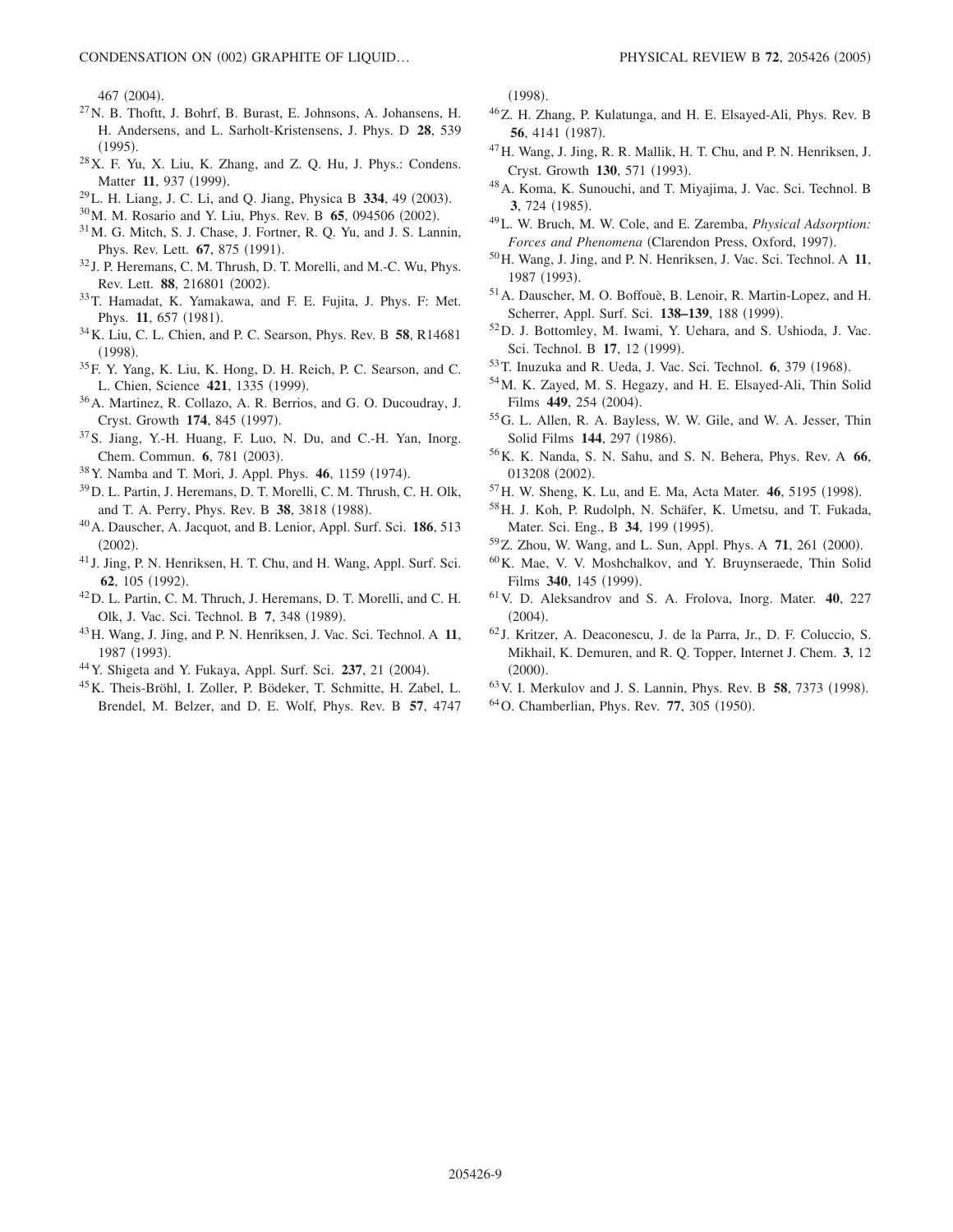467 (2004).

[27] N. B. Thoftt, J. Bohrf, B. Burast, E. Johnsons, A. Johansens, H. H. Andersens, and L. Sarholt-Kristensens, J. Phys. D **28**, 539 (1995).

[28] X. F. Yu, X. Liu, K. Zhang, and Z. Q. Hu, J. Phys.: Condens. Matter **11**, 937 (1999).

[29] L. H. Liang, J. C. Li, and Q. Jiang, Physica B **334**, 49 (2003).

[30] M. M. Rosario and Y. Liu, Phys. Rev. B **65**, 094506 (2002).

[31] M. G. Mitch, S. J. Chase, J. Fortner, R. Q. Yu, and J. S. Lannin, Phys. Rev. Lett. **67**, 875 (1991).

[32] J. P. Heremans, C. M. Thrush, D. T. Morelli, and M.-C. Wu, Phys. Rev. Lett. **88**, 216801 (2002).

[33] T. Hamadat, K. Yamakawa, and F. E. Fujita, J. Phys. F: Met. Phys. **11**, 657 (1981).

[34] K. Liu, C. L. Chien, and P. C. Searson, Phys. Rev. B **58**, R14681 (1998).

[35] F. Y. Yang, K. Liu, K. Hong, D. H. Reich, P. C. Searson, and C. L. Chien, Science **421**, 1335 (1999).

[36] A. Martinez, R. Collazo, A. R. Berrios, and G. O. Ducoudray, J. Cryst. Growth **174**, 845 (1997).

[37] S. Jiang, Y.-H. Huang, F. Luo, N. Du, and C.-H. Yan, Inorg. Chem. Commun. **6**, 781 (2003).

[38] Y. Namba and T. Mori, J. Appl. Phys. **46**, 1159 (1974).

[39] D. L. Partin, J. Heremans, D. T. Morelli, C. M. Thrush, C. H. Olk, and T. A. Perry, Phys. Rev. B **38**, 3818 (1988).

[40] A. Dauscher, A. Jacquot, and B. Lenior, Appl. Surf. Sci. **186**, 513 (2002).

[41] J. Jing, P. N. Henriksen, H. T. Chu, and H. Wang, Appl. Surf. Sci. **62**, 105 (1992).

[42] D. L. Partin, C. M. Thruch, J. Heremans, D. T. Morelli, and C. H. Olk, J. Vac. Sci. Technol. B **7**, 348 (1989).

[43] H. Wang, J. Jing, and P. N. Henriksen, J. Vac. Sci. Technol. A **11**, 1987 (1993).

[44] Y. Shigeta and Y. Fukaya, Appl. Surf. Sci. **237**, 21 (2004).

[45] K. Theis-Bröhl, I. Zoller, P. Bödeker, T. Schmitte, H. Zabel, L. Brendel, M. Belzer, and D. E. Wolf, Phys. Rev. B **57**, 4747 (1998).

[46] Z. H. Zhang, P. Kulatunga, and H. E. Elsayed-Ali, Phys. Rev. B **56**, 4141 (1987).

[47] H. Wang, J. Jing, R. R. Mallik, H. T. Chu, and P. N. Henriksen, J. Cryst. Growth **130**, 571 (1993).

[48] A. Koma, K. Sunouchi, and T. Miyajima, J. Vac. Sci. Technol. B **3**, 724 (1985).

[49] L. W. Bruch, M. W. Cole, and E. Zaremba, *Physical Adsorption: Forces and Phenomena* (Clarendon Press, Oxford, 1997).

[50] H. Wang, J. Jing, and P. N. Henriksen, J. Vac. Sci. Technol. A **11**, 1987 (1993).

[51] A. Dauscher, M. O. Boffouè, B. Lenoir, R. Martin-Lopez, and H. Scherrer, Appl. Surf. Sci. **138–139**, 188 (1999).

[52] D. J. Bottomley, M. Iwami, Y. Uehara, and S. Ushioda, J. Vac. Sci. Technol. B **17**, 12 (1999).

[53] T. Inuzuka and R. Ueda, J. Vac. Sci. Technol. **6**, 379 (1968).

[54] M. K. Zayed, M. S. Hegazy, and H. E. Elsayed-Ali, Thin Solid Films **449**, 254 (2004).

[55] G. L. Allen, R. A. Bayless, W. W. Gile, and W. A. Jesser, Thin Solid Films **144**, 297 (1986).

[56] K. K. Nanda, S. N. Sahu, and S. N. Behera, Phys. Rev. A **66**, 013208 (2002).

[57] H. W. Sheng, K. Lu, and E. Ma, Acta Mater. **46**, 5195 (1998).

[58] H. J. Koh, P. Rudolph, N. Schäfer, K. Umetsu, and T. Fukada, Mater. Sci. Eng., B **34**, 199 (1995).

[59] Z. Zhou, W. Wang, and L. Sun, Appl. Phys. A **71**, 261 (2000).

[60] K. Mae, V. V. Moshchalkov, and Y. Bruynseraede, Thin Solid Films **340**, 145 (1999).

[61] V. D. Aleksandrov and S. A. Frolova, Inorg. Mater. **40**, 227 (2004).

[62] J. Kritzer, A. Deaconescu, J. de la Parra, Jr., D. F. Coluccio, S. Mikhail, K. Demuren, and R. Q. Topper, Internet J. Chem. **3**, 12 (2000).

[63] V. I. Merkulov and J. S. Lannin, Phys. Rev. B **58**, 7373 (1998).

[64] O. Chamberlian, Phys. Rev. **77**, 305 (1950).